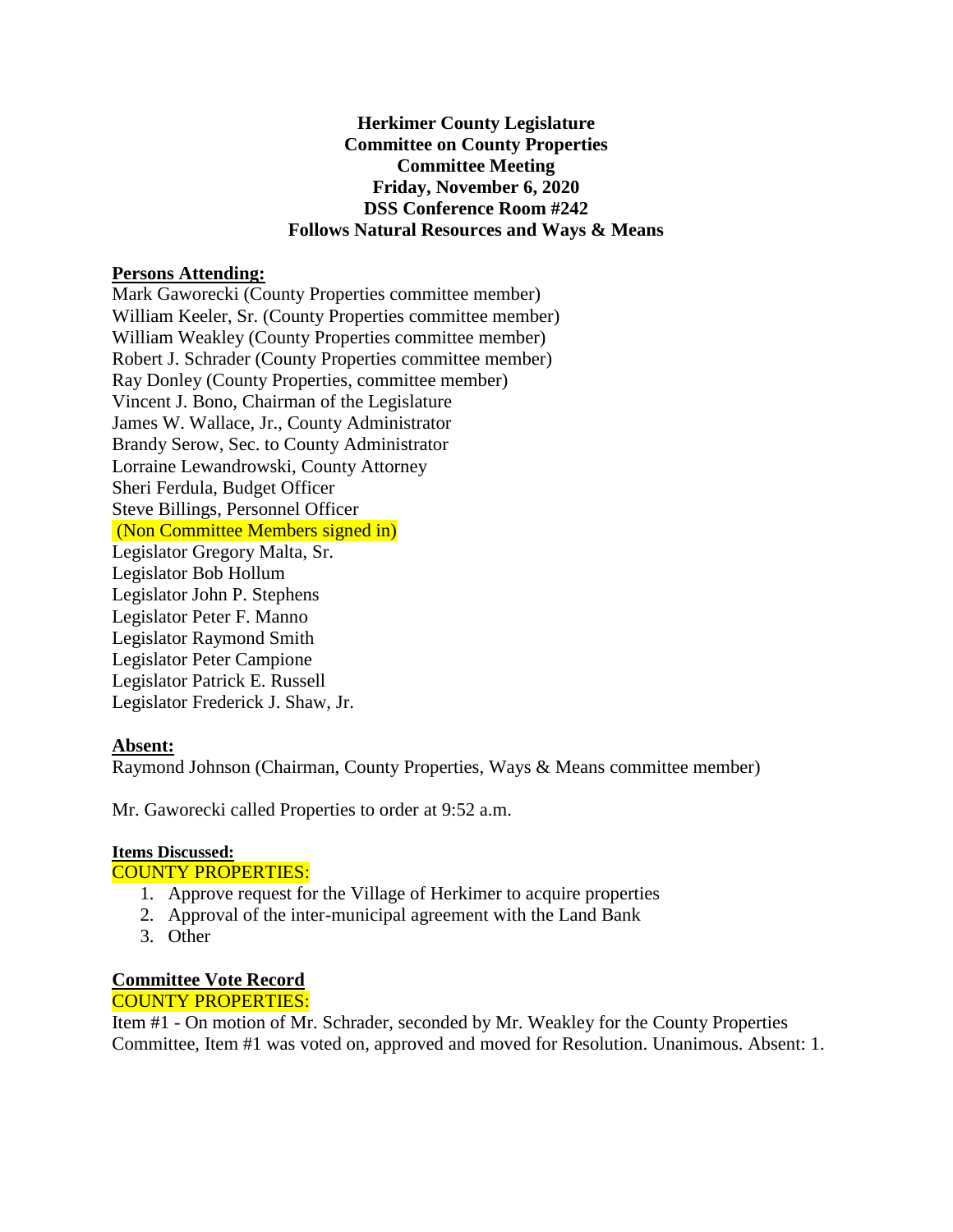**Herkimer County Legislature**
**Committee on County Properties**
**Committee Meeting**
**Friday, November 6, 2020**
**DSS Conference Room #242**
**Follows Natural Resources and Ways & Means**

**Persons Attending:**

Mark Gaworecki (County Properties committee member)
William Keeler, Sr. (County Properties committee member)
William Weakley (County Properties committee member)
Robert J. Schrader (County Properties committee member)
Ray Donley (County Properties, committee member)
Vincent J. Bono, Chairman of the Legislature
James W. Wallace, Jr., County Administrator
Brandy Serow, Sec. to County Administrator
Lorraine Lewandrowski, County Attorney
Sheri Ferdula, Budget Officer
Steve Billings, Personnel Officer
(Non Committee Members signed in)
Legislator Gregory Malta, Sr.
Legislator Bob Hollum
Legislator John P. Stephens
Legislator Peter F. Manno
Legislator Raymond Smith
Legislator Peter Campione
Legislator Patrick E. Russell
Legislator Frederick J. Shaw, Jr.

**Absent:**

Raymond Johnson (Chairman, County Properties, Ways & Means committee member)

Mr. Gaworecki called Properties to order at 9:52 a.m.

**Items Discussed:**

COUNTY PROPERTIES:

1. Approve request for the Village of Herkimer to acquire properties
2. Approval of the inter-municipal agreement with the Land Bank
3. Other

**Committee Vote Record**

COUNTY PROPERTIES:

Item #1 - On motion of Mr. Schrader, seconded by Mr. Weakley for the County Properties Committee, Item #1 was voted on, approved and moved for Resolution. Unanimous. Absent: 1.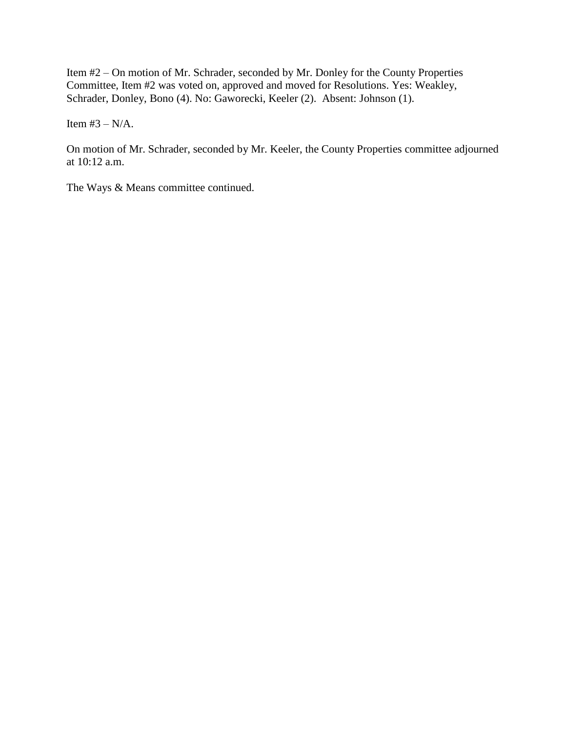Item #2 – On motion of Mr. Schrader, seconded by Mr. Donley for the County Properties Committee, Item #2 was voted on, approved and moved for Resolutions. Yes: Weakley, Schrader, Donley, Bono (4). No: Gaworecki, Keeler (2). Absent: Johnson (1).

Item #3 – N/A.

On motion of Mr. Schrader, seconded by Mr. Keeler, the County Properties committee adjourned at 10:12 a.m.

The Ways & Means committee continued.